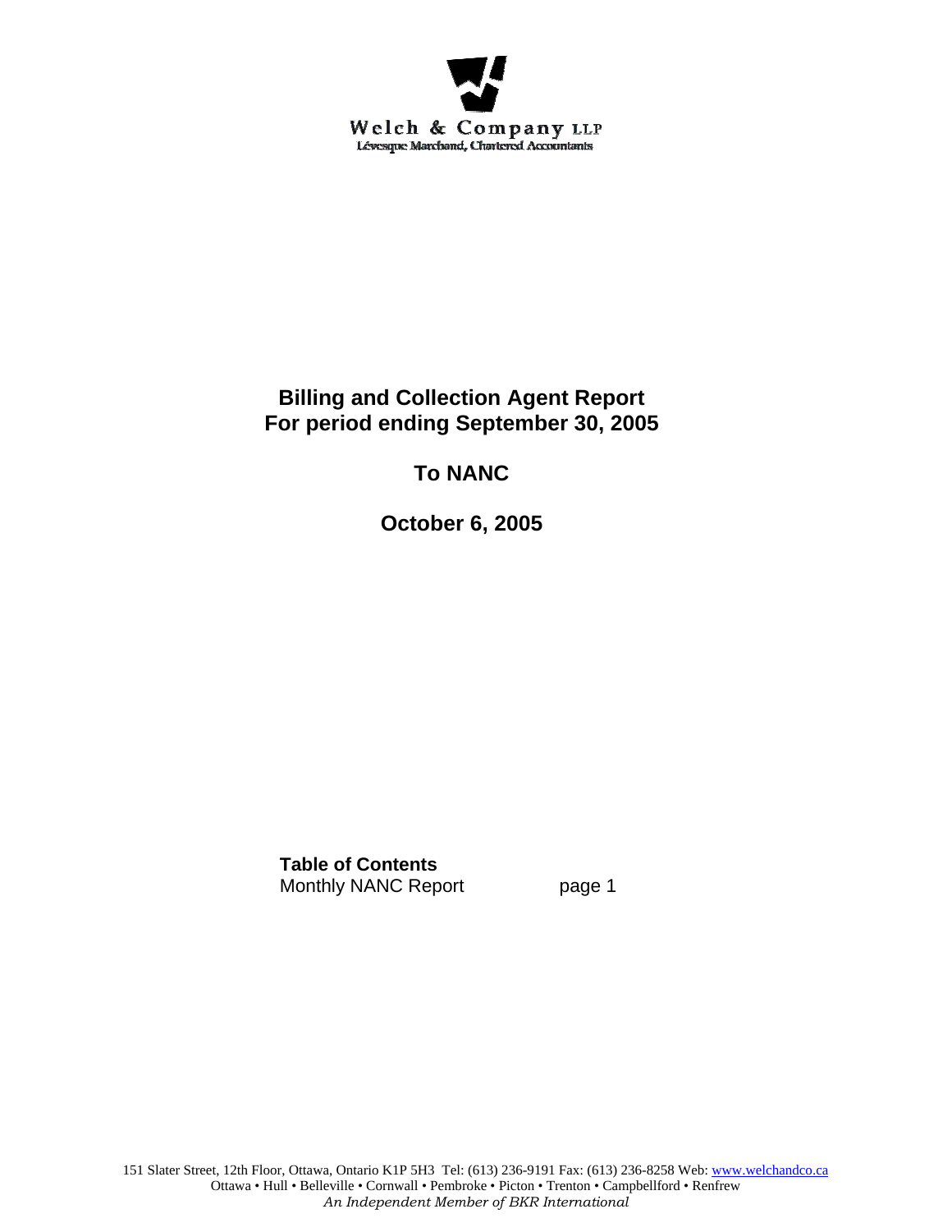Welch & Company LLP
Lévesque Marchand, Chartered Accountants

# Billing and Collection Agent Report
# For period ending September 30, 2005

## To NANC

## October 6, 2005

**Table of Contents**

Monthly NANC Report page 1

151 Slater Street, 12th Floor, Ottawa, Ontario K1P 5H3 Tel: (613) 236-9191 Fax: (613) 236-8258 Web: www.welchandco.ca
Ottawa • Hull • Belleville • Cornwall • Pembroke • Picton • Trenton • Campbellford • Renfrew
*An Independent Member of BKR International*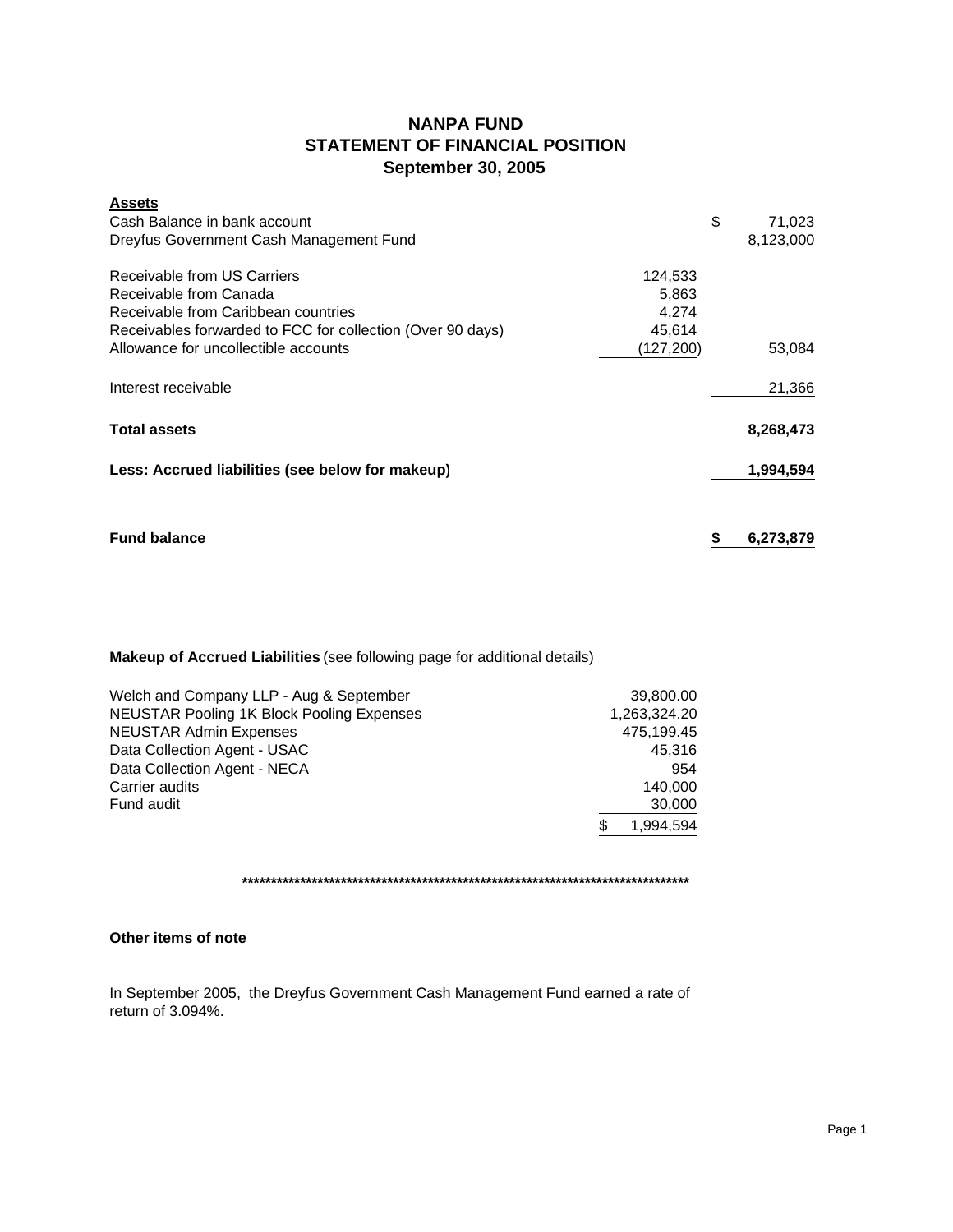# NANPA FUND
## STATEMENT OF FINANCIAL POSITION
### September 30, 2005

| **Assets** | | |
|---|---|---|
| Cash Balance in bank account | | $ 71,023 |
| Dreyfus Government Cash Management Fund | | 8,123,000 |
| | | |
| Receivable from US Carriers | 124,533 | |
| Receivable from Canada | 5,863 | |
| Receivable from Caribbean countries | 4,274 | |
| Receivables forwarded to FCC for collection (Over 90 days) | 45,614 | |
| Allowance for uncollectible accounts | (127,200) | 53,084 |
| | | |
| Interest receivable | | 21,366 |
| | | |
| **Total assets** | | **8,268,473** |
| | | |
| **Less: Accrued liabilities (see below for makeup)** | | **1,994,594** |
| | | |
| **Fund balance** | | **$ 6,273,879** |

**Makeup of Accrued Liabilities** (see following page for additional details)

| | |
|---|---|
| Welch and Company LLP - Aug & September | 39,800.00 |
| NEUSTAR Pooling 1K Block Pooling Expenses | 1,263,324.20 |
| NEUSTAR Admin Expenses | 475,199.45 |
| Data Collection Agent - USAC | 45,316 |
| Data Collection Agent - NECA | 954 |
| Carrier audits | 140,000 |
| Fund audit | 30,000 |
| | $ 1,994,594 |

**************************************************************************************

**Other items of note**

In September 2005, the Dreyfus Government Cash Management Fund earned a rate of return of 3.094%.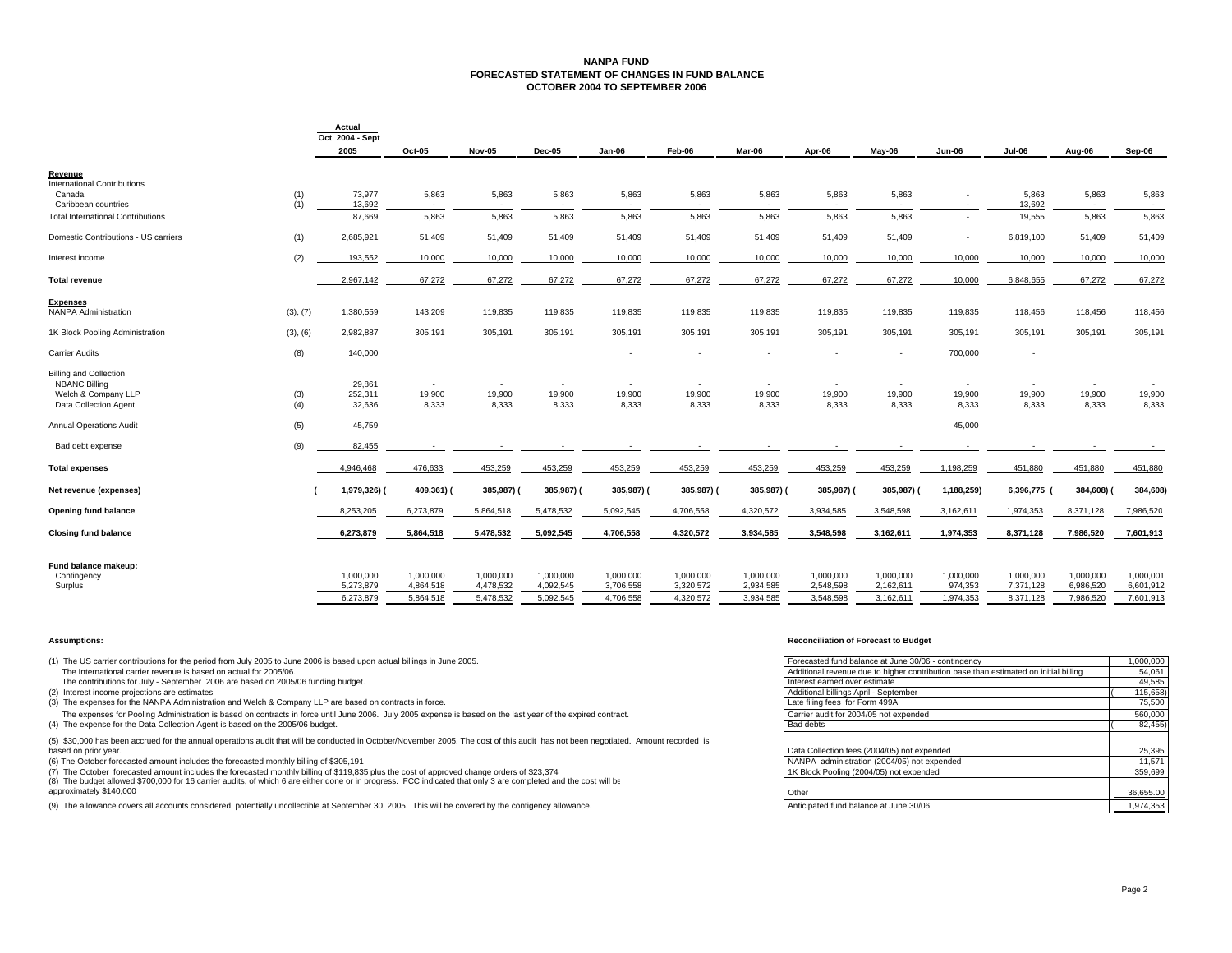# NANPA FUND
## FORECASTED STATEMENT OF CHANGES IN FUND BALANCE
## OCTOBER 2004 TO SEPTEMBER 2006

| | | Actual Oct 2004 - Sept 2005 | Oct-05 | Nov-05 | Dec-05 | Jan-06 | Feb-06 | Mar-06 | Apr-06 | May-06 | Jun-06 | Jul-06 | Aug-06 | Sep-06 |
|---|---|---|---|---|---|---|---|---|---|---|---|---|---|---|
| **Revenue** | | | | | | | | | | | | | | |
| International Contributions | | | | | | | | | | | | | | |
| Canada | (1) | 73,977 | 5,863 | 5,863 | 5,863 | 5,863 | 5,863 | 5,863 | 5,863 | 5,863 | - | 5,863 | 5,863 | 5,863 |
| Caribbean countries | (1) | 13,692 | - | - | - | - | - | - | - | - | - | 13,692 | - | - |
| Total International Contributions | | 87,669 | 5,863 | 5,863 | 5,863 | 5,863 | 5,863 | 5,863 | 5,863 | 5,863 | - | 19,555 | 5,863 | 5,863 |
| Domestic Contributions - US carriers | (1) | 2,685,921 | 51,409 | 51,409 | 51,409 | 51,409 | 51,409 | 51,409 | 51,409 | 51,409 | - | 6,819,100 | 51,409 | 51,409 |
| Interest income | (2) | 193,552 | 10,000 | 10,000 | 10,000 | 10,000 | 10,000 | 10,000 | 10,000 | 10,000 | 10,000 | 10,000 | 10,000 | 10,000 |
| **Total revenue** | | 2,967,142 | 67,272 | 67,272 | 67,272 | 67,272 | 67,272 | 67,272 | 67,272 | 67,272 | 10,000 | 6,848,655 | 67,272 | 67,272 |
| **Expenses** | | | | | | | | | | | | | | |
| NANPA Administration | (3), (7) | 1,380,559 | 143,209 | 119,835 | 119,835 | 119,835 | 119,835 | 119,835 | 119,835 | 119,835 | 119,835 | 118,456 | 118,456 | 118,456 |
| 1K Block Pooling Administration | (3), (6) | 2,982,887 | 305,191 | 305,191 | 305,191 | 305,191 | 305,191 | 305,191 | 305,191 | 305,191 | 305,191 | 305,191 | 305,191 | 305,191 |
| Carrier Audits | (8) | 140,000 | | | | - | - | - | - | - | 700,000 | - | | |
| Billing and Collection | | | | | | | | | | | | | | |
| NBANC Billing | | 29,861 | - | - | - | - | - | - | - | - | - | - | - | - |
| Welch & Company LLP | (3) | 252,311 | 19,900 | 19,900 | 19,900 | 19,900 | 19,900 | 19,900 | 19,900 | 19,900 | 19,900 | 19,900 | 19,900 | 19,900 |
| Data Collection Agent | (4) | 32,636 | 8,333 | 8,333 | 8,333 | 8,333 | 8,333 | 8,333 | 8,333 | 8,333 | 8,333 | 8,333 | 8,333 | 8,333 |
| Annual Operations Audit | (5) | 45,759 | | | | | | | | | 45,000 | | | |
| Bad debt expense | (9) | 82,455 | - | - | - | - | - | - | - | - | - | - | - | - |
| **Total expenses** | | 4,946,468 | 476,633 | 453,259 | 453,259 | 453,259 | 453,259 | 453,259 | 453,259 | 453,259 | 1,198,259 | 451,880 | 451,880 | 451,880 |
| **Net revenue (expenses)** | | **(1,979,326)** | **(409,361)** | **(385,987)** | **(385,987)** | **(385,987)** | **(385,987)** | **(385,987)** | **(385,987)** | **(385,987)** | **(1,188,259)** | **6,396,775** | **(384,608)** | **(384,608)** |
| **Opening fund balance** | | 8,253,205 | 6,273,879 | 5,864,518 | 5,478,532 | 5,092,545 | 4,706,558 | 4,320,572 | 3,934,585 | 3,548,598 | 3,162,611 | 1,974,353 | 8,371,128 | 7,986,520 |
| **Closing fund balance** | | **6,273,879** | **5,864,518** | **5,478,532** | **5,092,545** | **4,706,558** | **4,320,572** | **3,934,585** | **3,548,598** | **3,162,611** | **1,974,353** | **8,371,128** | **7,986,520** | **7,601,913** |
| **Fund balance makeup:** | | | | | | | | | | | | | | |
| Contingency | | 1,000,000 | 1,000,000 | 1,000,000 | 1,000,000 | 1,000,000 | 1,000,000 | 1,000,000 | 1,000,000 | 1,000,000 | 1,000,000 | 1,000,000 | 1,000,000 | 1,000,001 |
| Surplus | | 5,273,879 | 4,864,518 | 4,478,532 | 4,092,545 | 3,706,558 | 3,320,572 | 2,934,585 | 2,548,598 | 2,162,611 | 974,353 | 7,371,128 | 6,986,520 | 6,601,912 |
| | | 6,273,879 | 5,864,518 | 5,478,532 | 5,092,545 | 4,706,558 | 4,320,572 | 3,934,585 | 3,548,598 | 3,162,611 | 1,974,353 | 8,371,128 | 7,986,520 | 7,601,913 |

**Assumptions:**

(1) The US carrier contributions for the period from July 2005 to June 2006 is based upon actual billings in June 2005.
The International carrier revenue is based on actual for 2005/06.
The contributions for July - September 2006 are based on 2005/06 funding budget.

(2) Interest income projections are estimates

(3) The expenses for the NANPA Administration and Welch & Company LLP are based on contracts in force.
The expenses for Pooling Administration is based on contracts in force until June 2006. July 2005 expense is based on the last year of the expired contract.

(4) The expense for the Data Collection Agent is based on the 2005/06 budget.

(5) $30,000 has been accrued for the annual operations audit that will be conducted in October/November 2005. The cost of this audit has not been negotiated. Amount recorded is based on prior year.

(6) The October forecasted amount includes the forecasted monthly billing of $305,191

(7) The October forecasted amount includes the forecasted monthly billing of $119,835 plus the cost of approved change orders of $23,374

(8) The budget allowed $700,000 for 16 carrier audits, of which 6 are either done or in progress. FCC indicated that only 3 are completed and the cost will be approximately $140,000

(9) The allowance covers all accounts considered potentially uncollectible at September 30, 2005. This will be covered by the contigency allowance.

**Reconciliation of Forecast to Budget**

| | |
|---|---|
| Forecasted fund balance at June 30/06 - contingency | 1,000,000 |
| Additional revenue due to higher contribution base than estimated on initial billing | 54,061 |
| Interest earned over estimate | 49,585 |
| Additional billings April - September | (115,658) |
| Late filing fees for Form 499A | 75,500 |
| Carrier audit for 2004/05 not expended | 560,000 |
| Bad debts | (82,455) |
| Data Collection fees (2004/05) not expended | 25,395 |
| NANPA administration (2004/05) not expended | 11,571 |
| 1K Block Pooling (2004/05) not expended | 359,699 |
| Other | 36,655.00 |
| Anticipated fund balance at June 30/06 | 1,974,353 |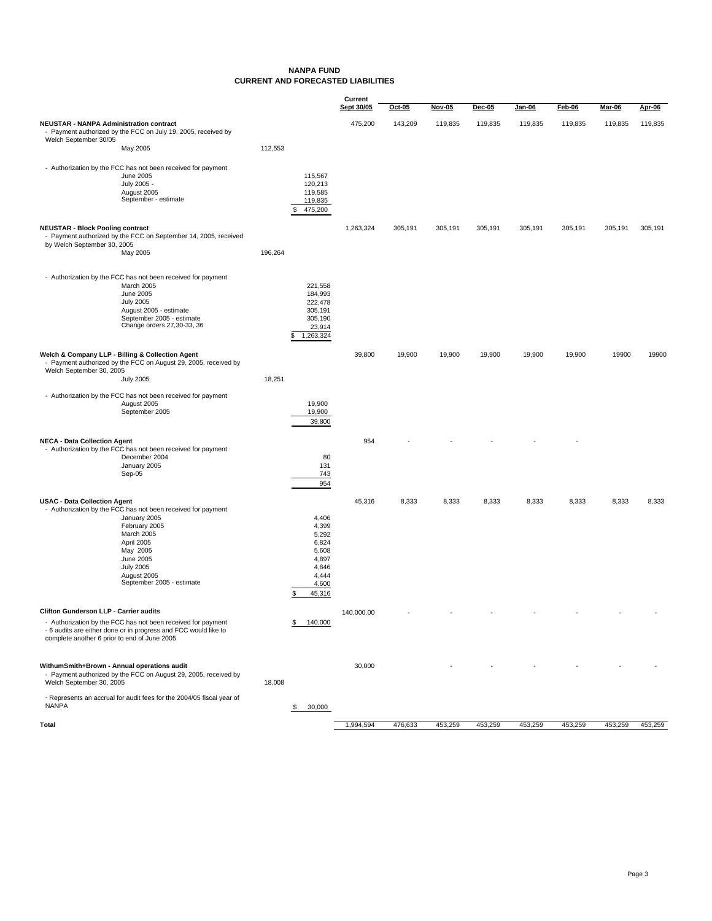# NANPA FUND
## CURRENT AND FORECASTED LIABILITIES

| | | | Current Sept 30/05 | Oct-05 | Nov-05 | Dec-05 | Jan-06 | Feb-06 | Mar-06 | Apr-06 |
|---|---|---|---|---|---|---|---|---|---|---|
| **NEUSTAR - NANPA Administration contract** | | | 475,200 | 143,209 | 119,835 | 119,835 | 119,835 | 119,835 | 119,835 | 119,835 |
| - Payment authorized by the FCC on July 19, 2005, received by Welch September 30/05 | | | | | | | | | | |
| May 2005 | 112,553 | | | | | | | | | |
| - Authorization by the FCC has not been received for payment | | | | | | | | | | |
| June 2005 | | 115,567 | | | | | | | | |
| July 2005 - | | 120,213 | | | | | | | | |
| August 2005 | | 119,585 | | | | | | | | |
| September - estimate | | 119,835 | | | | | | | | |
| | | $ 475,200 | | | | | | | | |
| **NEUSTAR - Block Pooling contract** | | | 1,263,324 | 305,191 | 305,191 | 305,191 | 305,191 | 305,191 | 305,191 | 305,191 |
| - Payment authorized by the FCC on September 14, 2005, received by Welch September 30, 2005 | | | | | | | | | | |
| May 2005 | 196,264 | | | | | | | | | |
| - Authorization by the FCC has not been received for payment | | | | | | | | | | |
| March 2005 | | 221,558 | | | | | | | | |
| June 2005 | | 184,993 | | | | | | | | |
| July 2005 | | 222,478 | | | | | | | | |
| August 2005 - estimate | | 305,191 | | | | | | | | |
| September 2005 - estimate | | 305,190 | | | | | | | | |
| Change orders 27,30-33, 36 | | 23,914 | | | | | | | | |
| | | $ 1,263,324 | | | | | | | | |
| **Welch & Company LLP - Billing & Collection Agent** | | | 39,800 | 19,900 | 19,900 | 19,900 | 19,900 | 19,900 | 19900 | 19900 |
| - Payment authorized by the FCC on August 29, 2005, received by Welch September 30, 2005 | | | | | | | | | | |
| July 2005 | 18,251 | | | | | | | | | |
| - Authorization by the FCC has not been received for payment | | | | | | | | | | |
| August 2005 | | 19,900 | | | | | | | | |
| September 2005 | | 19,900 | | | | | | | | |
| | | 39,800 | | | | | | | | |
| **NECA - Data Collection Agent** | | | 954 | - | - | - | - | - | | |
| - Authorization by the FCC has not been received for payment | | | | | | | | | | |
| December 2004 | | 80 | | | | | | | | |
| January 2005 | | 131 | | | | | | | | |
| Sep-05 | | 743 | | | | | | | | |
| | | 954 | | | | | | | | |
| **USAC - Data Collection Agent** | | | 45,316 | 8,333 | 8,333 | 8,333 | 8,333 | 8,333 | 8,333 | 8,333 |
| - Authorization by the FCC has not been received for payment | | | | | | | | | | |
| January 2005 | | 4,406 | | | | | | | | |
| February 2005 | | 4,399 | | | | | | | | |
| March 2005 | | 5,292 | | | | | | | | |
| April 2005 | | 6,824 | | | | | | | | |
| May 2005 | | 5,608 | | | | | | | | |
| June 2005 | | 4,897 | | | | | | | | |
| July 2005 | | 4,846 | | | | | | | | |
| August 2005 | | 4,444 | | | | | | | | |
| September 2005 - estimate | | 4,600 | | | | | | | | |
| | | $ 45,316 | | | | | | | | |
| **Clifton Gunderson LLP - Carrier audits** | | | 140,000.00 | - | - | - | - | - | - | - |
| - Authorization by the FCC has not been received for payment | | $ 140,000 | | | | | | | | |
| - 6 audits are either done or in progress and FCC would like to complete another 6 prior to end of June 2005 | | | | | | | | | | |
| **WithumSmith+Brown - Annual operations audit** | | | 30,000 | | - | - | - | - | - | - |
| - Payment authorized by the FCC on August 29, 2005, received by Welch September 30, 2005 | 18,008 | | | | | | | | | |
| - Represents an accrual for audit fees for the 2004/05 fiscal year of NANPA | | $ 30,000 | | | | | | | | |
| **Total** | | | 1,994,594 | 476,633 | 453,259 | 453,259 | 453,259 | 453,259 | 453,259 | 453,259 |